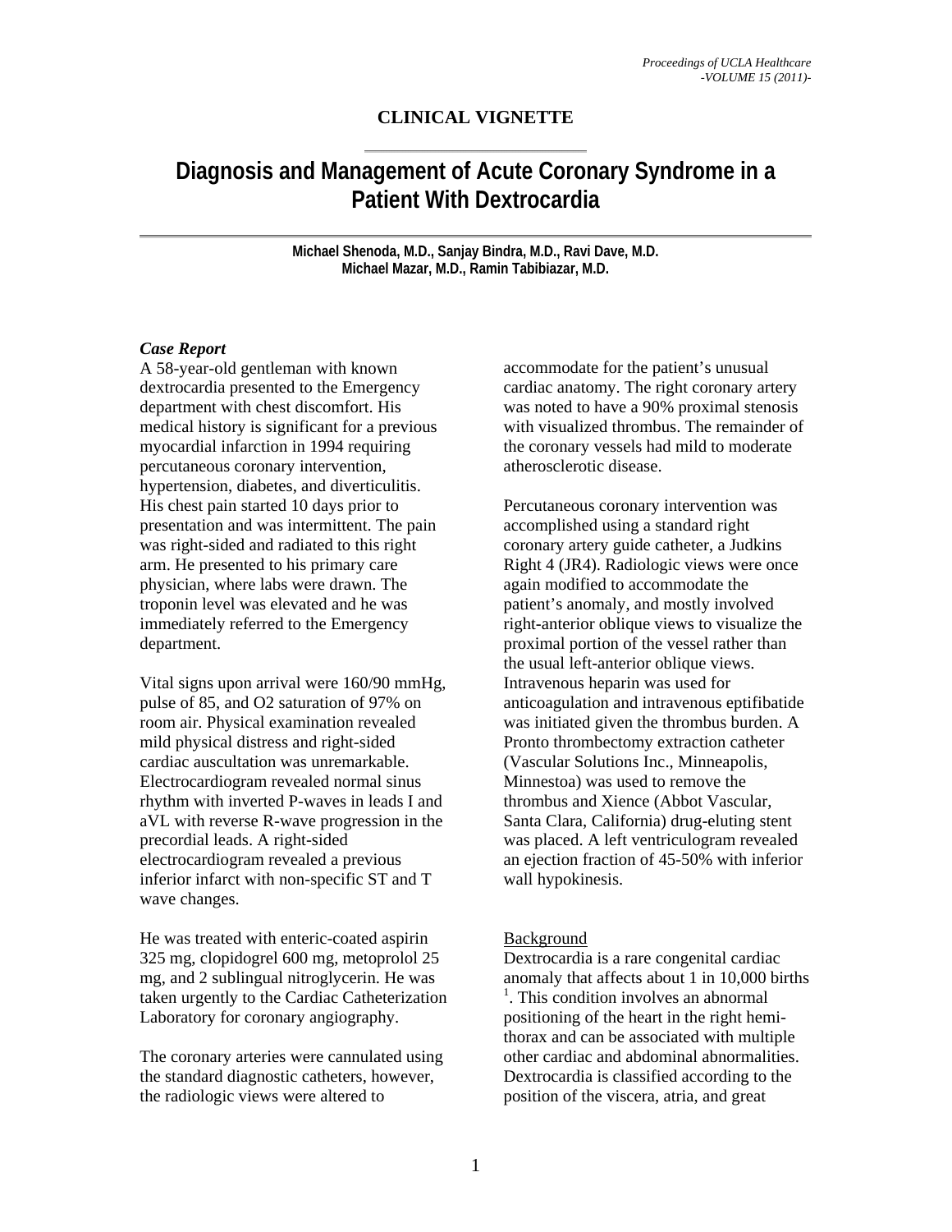**CLINICAL VIGNETTE**

# Diagnosis and Management of Acute Coronary Syndrome in a Patient With Dextrocardia

**Michael Shenoda, M.D., Sanjay Bindra, M.D., Ravi Dave, M.D.**
**Michael Mazar, M.D., Ramin Tabibiazar, M.D.**

### *Case Report*

A 58-year-old gentleman with known dextrocardia presented to the Emergency department with chest discomfort. His medical history is significant for a previous myocardial infarction in 1994 requiring percutaneous coronary intervention, hypertension, diabetes, and diverticulitis. His chest pain started 10 days prior to presentation and was intermittent. The pain was right-sided and radiated to this right arm. He presented to his primary care physician, where labs were drawn. The troponin level was elevated and he was immediately referred to the Emergency department.

Vital signs upon arrival were 160/90 mmHg, pulse of 85, and O2 saturation of 97% on room air. Physical examination revealed mild physical distress and right-sided cardiac auscultation was unremarkable. Electrocardiogram revealed normal sinus rhythm with inverted P-waves in leads I and aVL with reverse R-wave progression in the precordial leads. A right-sided electrocardiogram revealed a previous inferior infarct with non-specific ST and T wave changes.

He was treated with enteric-coated aspirin 325 mg, clopidogrel 600 mg, metoprolol 25 mg, and 2 sublingual nitroglycerin. He was taken urgently to the Cardiac Catheterization Laboratory for coronary angiography.

The coronary arteries were cannulated using the standard diagnostic catheters, however, the radiologic views were altered to accommodate for the patient's unusual cardiac anatomy. The right coronary artery was noted to have a 90% proximal stenosis with visualized thrombus. The remainder of the coronary vessels had mild to moderate atherosclerotic disease.

Percutaneous coronary intervention was accomplished using a standard right coronary artery guide catheter, a Judkins Right 4 (JR4). Radiologic views were once again modified to accommodate the patient's anomaly, and mostly involved right-anterior oblique views to visualize the proximal portion of the vessel rather than the usual left-anterior oblique views. Intravenous heparin was used for anticoagulation and intravenous eptifibatide was initiated given the thrombus burden. A Pronto thrombectomy extraction catheter (Vascular Solutions Inc., Minneapolis, Minnestoa) was used to remove the thrombus and Xience (Abbot Vascular, Santa Clara, California) drug-eluting stent was placed. A left ventriculogram revealed an ejection fraction of 45-50% with inferior wall hypokinesis.

### Background

Dextrocardia is a rare congenital cardiac anomaly that affects about 1 in 10,000 births [1]. This condition involves an abnormal positioning of the heart in the right hemi-thorax and can be associated with multiple other cardiac and abdominal abnormalities. Dextrocardia is classified according to the position of the viscera, atria, and great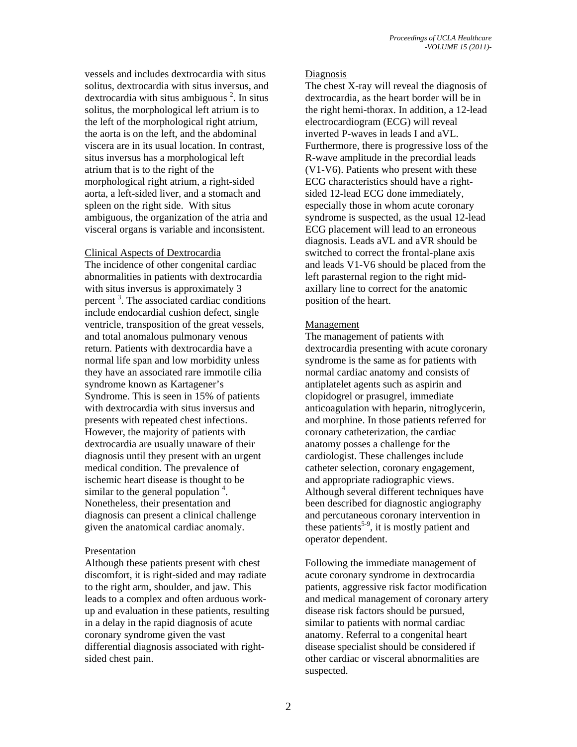vessels and includes dextrocardia with situs solitus, dextrocardia with situs inversus, and dextrocardia with situs ambiguous [2]. In situs solitus, the morphological left atrium is to the left of the morphological right atrium, the aorta is on the left, and the abdominal viscera are in its usual location. In contrast, situs inversus has a morphological left atrium that is to the right of the morphological right atrium, a right-sided aorta, a left-sided liver, and a stomach and spleen on the right side. With situs ambiguous, the organization of the atria and visceral organs is variable and inconsistent.

## Clinical Aspects of Dextrocardia

The incidence of other congenital cardiac abnormalities in patients with dextrocardia with situs inversus is approximately 3 percent [3]. The associated cardiac conditions include endocardial cushion defect, single ventricle, transposition of the great vessels, and total anomalous pulmonary venous return. Patients with dextrocardia have a normal life span and low morbidity unless they have an associated rare immotile cilia syndrome known as Kartagener's Syndrome. This is seen in 15% of patients with dextrocardia with situs inversus and presents with repeated chest infections. However, the majority of patients with dextrocardia are usually unaware of their diagnosis until they present with an urgent medical condition. The prevalence of ischemic heart disease is thought to be similar to the general population [4]. Nonetheless, their presentation and diagnosis can present a clinical challenge given the anatomical cardiac anomaly.

## Presentation

Although these patients present with chest discomfort, it is right-sided and may radiate to the right arm, shoulder, and jaw. This leads to a complex and often arduous work-up and evaluation in these patients, resulting in a delay in the rapid diagnosis of acute coronary syndrome given the vast differential diagnosis associated with right-sided chest pain.

## Diagnosis

The chest X-ray will reveal the diagnosis of dextrocardia, as the heart border will be in the right hemi-thorax. In addition, a 12-lead electrocardiogram (ECG) will reveal inverted P-waves in leads I and aVL. Furthermore, there is progressive loss of the R-wave amplitude in the precordial leads (V1-V6). Patients who present with these ECG characteristics should have a right-sided 12-lead ECG done immediately, especially those in whom acute coronary syndrome is suspected, as the usual 12-lead ECG placement will lead to an erroneous diagnosis. Leads aVL and aVR should be switched to correct the frontal-plane axis and leads V1-V6 should be placed from the left parasternal region to the right mid-axillary line to correct for the anatomic position of the heart.

## Management

The management of patients with dextrocardia presenting with acute coronary syndrome is the same as for patients with normal cardiac anatomy and consists of antiplatelet agents such as aspirin and clopidogrel or prasugrel, immediate anticoagulation with heparin, nitroglycerin, and morphine. In those patients referred for coronary catheterization, the cardiac anatomy posses a challenge for the cardiologist. These challenges include catheter selection, coronary engagement, and appropriate radiographic views. Although several different techniques have been described for diagnostic angiography and percutaneous coronary intervention in these patients[5-9], it is mostly patient and operator dependent.

Following the immediate management of acute coronary syndrome in dextrocardia patients, aggressive risk factor modification and medical management of coronary artery disease risk factors should be pursued, similar to patients with normal cardiac anatomy. Referral to a congenital heart disease specialist should be considered if other cardiac or visceral abnormalities are suspected.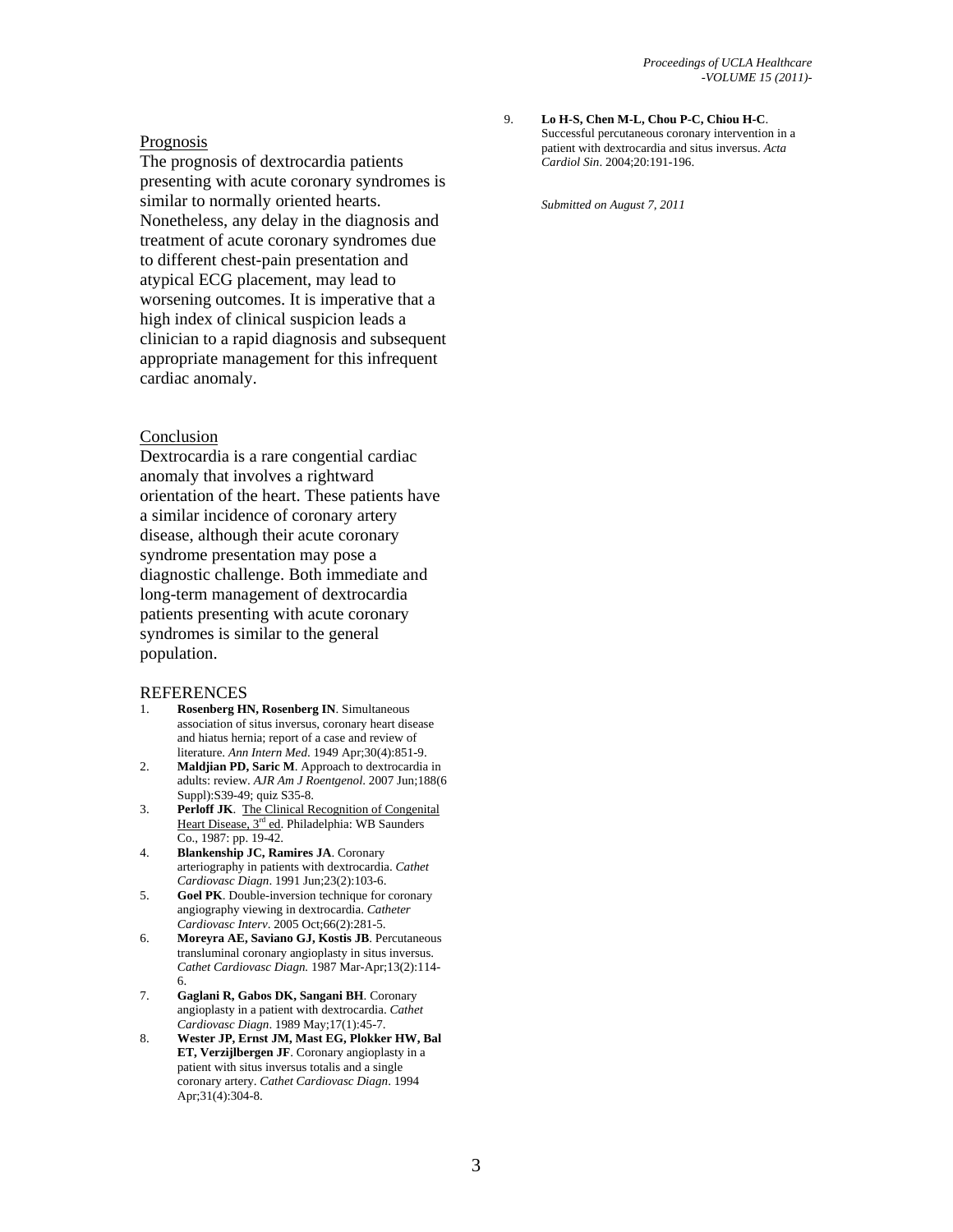## Prognosis

The prognosis of dextrocardia patients presenting with acute coronary syndromes is similar to normally oriented hearts. Nonetheless, any delay in the diagnosis and treatment of acute coronary syndromes due to different chest-pain presentation and atypical ECG placement, may lead to worsening outcomes. It is imperative that a high index of clinical suspicion leads a clinician to a rapid diagnosis and subsequent appropriate management for this infrequent cardiac anomaly.

## Conclusion

Dextrocardia is a rare congential cardiac anomaly that involves a rightward orientation of the heart. These patients have a similar incidence of coronary artery disease, although their acute coronary syndrome presentation may pose a diagnostic challenge. Both immediate and long-term management of dextrocardia patients presenting with acute coronary syndromes is similar to the general population.

## REFERENCES

1. **Rosenberg HN, Rosenberg IN**. Simultaneous association of situs inversus, coronary heart disease and hiatus hernia; report of a case and review of literature. *Ann Intern Med*. 1949 Apr;30(4):851-9.
2. **Maldjian PD, Saric M**. Approach to dextrocardia in adults: review. *AJR Am J Roentgenol*. 2007 Jun;188(6 Suppl):S39-49; quiz S35-8.
3. **Perloff JK**. The Clinical Recognition of Congenital Heart Disease, 3rd ed. Philadelphia: WB Saunders Co., 1987: pp. 19-42.
4. **Blankenship JC, Ramires JA**. Coronary arteriography in patients with dextrocardia. *Cathet Cardiovasc Diagn*. 1991 Jun;23(2):103-6.
5. **Goel PK**. Double-inversion technique for coronary angiography viewing in dextrocardia. *Catheter Cardiovasc Interv*. 2005 Oct;66(2):281-5.
6. **Moreyra AE, Saviano GJ, Kostis JB**. Percutaneous transluminal coronary angioplasty in situs inversus. *Cathet Cardiovasc Diagn.* 1987 Mar-Apr;13(2):114-6.
7. **Gaglani R, Gabos DK, Sangani BH**. Coronary angioplasty in a patient with dextrocardia. *Cathet Cardiovasc Diagn*. 1989 May;17(1):45-7.
8. **Wester JP, Ernst JM, Mast EG, Plokker HW, Bal ET, Verzijlbergen JF**. Coronary angioplasty in a patient with situs inversus totalis and a single coronary artery. *Cathet Cardiovasc Diagn*. 1994 Apr;31(4):304-8.
9. **Lo H-S, Chen M-L, Chou P-C, Chiou H-C**. Successful percutaneous coronary intervention in a patient with dextrocardia and situs inversus. *Acta Cardiol Sin*. 2004;20:191-196.

*Submitted on August 7, 2011*